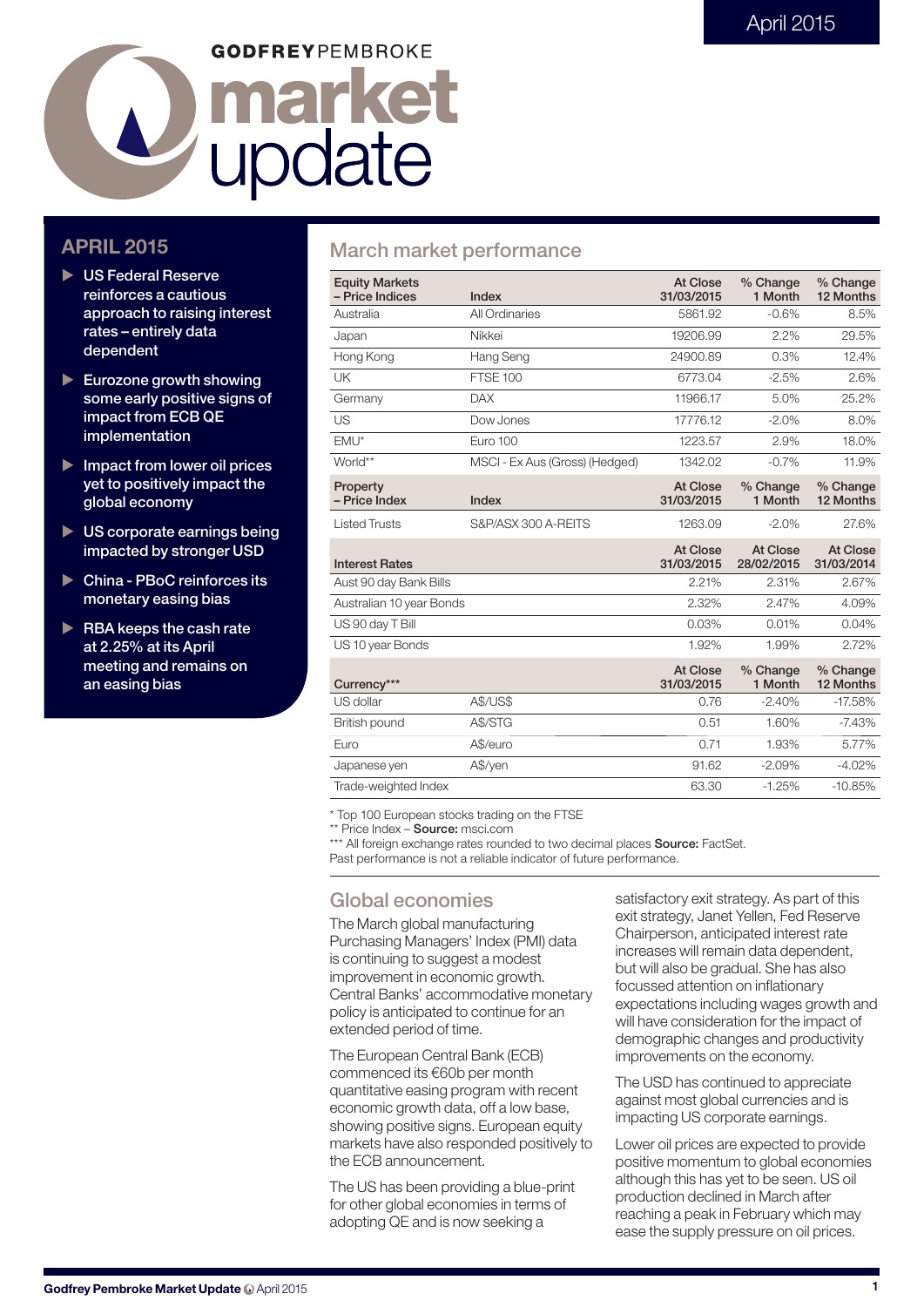April 2015

GODFREYPEMBROKE

# market update

## APRIL 2015

- US Federal Reserve reinforces a cautious approach to raising interest rates – entirely data dependent
- Eurozone growth showing some early positive signs of impact from ECB QE implementation
- Impact from lower oil prices yet to positively impact the global economy
- US corporate earnings being impacted by stronger USD
- China - PBoC reinforces its monetary easing bias
- RBA keeps the cash rate at 2.25% at its April meeting and remains on an easing bias

## March market performance

| Equity Markets – Price Indices | Index | At Close 31/03/2015 | % Change 1 Month | % Change 12 Months |
|---|---|---|---|---|
| Australia | All Ordinaries | 5861.92 | -0.6% | 8.5% |
| Japan | Nikkei | 19206.99 | 2.2% | 29.5% |
| Hong Kong | Hang Seng | 24900.89 | 0.3% | 12.4% |
| UK | FTSE 100 | 6773.04 | -2.5% | 2.6% |
| Germany | DAX | 11966.17 | 5.0% | 25.2% |
| US | Dow Jones | 17776.12 | -2.0% | 8.0% |
| EMU* | Euro 100 | 1223.57 | 2.9% | 18.0% |
| World** | MSCI - Ex Aus (Gross) (Hedged) | 1342.02 | -0.7% | 11.9% |
| **Property – Price Index** | **Index** | **At Close 31/03/2015** | **% Change 1 Month** | **% Change 12 Months** |
| Listed Trusts | S&P/ASX 300 A-REITS | 1263.09 | -2.0% | 27.6% |
| **Interest Rates** | | **At Close 31/03/2015** | **At Close 28/02/2015** | **At Close 31/03/2014** |
| Aust 90 day Bank Bills | | 2.21% | 2.31% | 2.67% |
| Australian 10 year Bonds | | 2.32% | 2.47% | 4.09% |
| US 90 day T Bill | | 0.03% | 0.01% | 0.04% |
| US 10 year Bonds | | 1.92% | 1.99% | 2.72% |
| **Currency*** ** | | **At Close 31/03/2015** | **% Change 1 Month** | **% Change 12 Months** |
| US dollar | A$/US$ | 0.76 | -2.40% | -17.58% |
| British pound | A$/STG | 0.51 | 1.60% | -7.43% |
| Euro | A$/euro | 0.71 | 1.93% | 5.77% |
| Japanese yen | A$/yen | 91.62 | -2.09% | -4.02% |
| Trade-weighted Index | | 63.30 | -1.25% | -10.85% |

\* Top 100 European stocks trading on the FTSE
\** Price Index – **Source:** msci.com
\*** All foreign exchange rates rounded to two decimal places **Source:** FactSet.
Past performance is not a reliable indicator of future performance.

## Global economies

The March global manufacturing Purchasing Managers' Index (PMI) data is continuing to suggest a modest improvement in economic growth. Central Banks' accommodative monetary policy is anticipated to continue for an extended period of time.

The European Central Bank (ECB) commenced its €60b per month quantitative easing program with recent economic growth data, off a low base, showing positive signs. European equity markets have also responded positively to the ECB announcement.

The US has been providing a blue-print for other global economies in terms of adopting QE and is now seeking a satisfactory exit strategy. As part of this exit strategy, Janet Yellen, Fed Reserve Chairperson, anticipated interest rate increases will remain data dependent, but will also be gradual. She has also focussed attention on inflationary expectations including wages growth and will have consideration for the impact of demographic changes and productivity improvements on the economy.

The USD has continued to appreciate against most global currencies and is impacting US corporate earnings.

Lower oil prices are expected to provide positive momentum to global economies although this has yet to be seen. US oil production declined in March after reaching a peak in February which may ease the supply pressure on oil prices.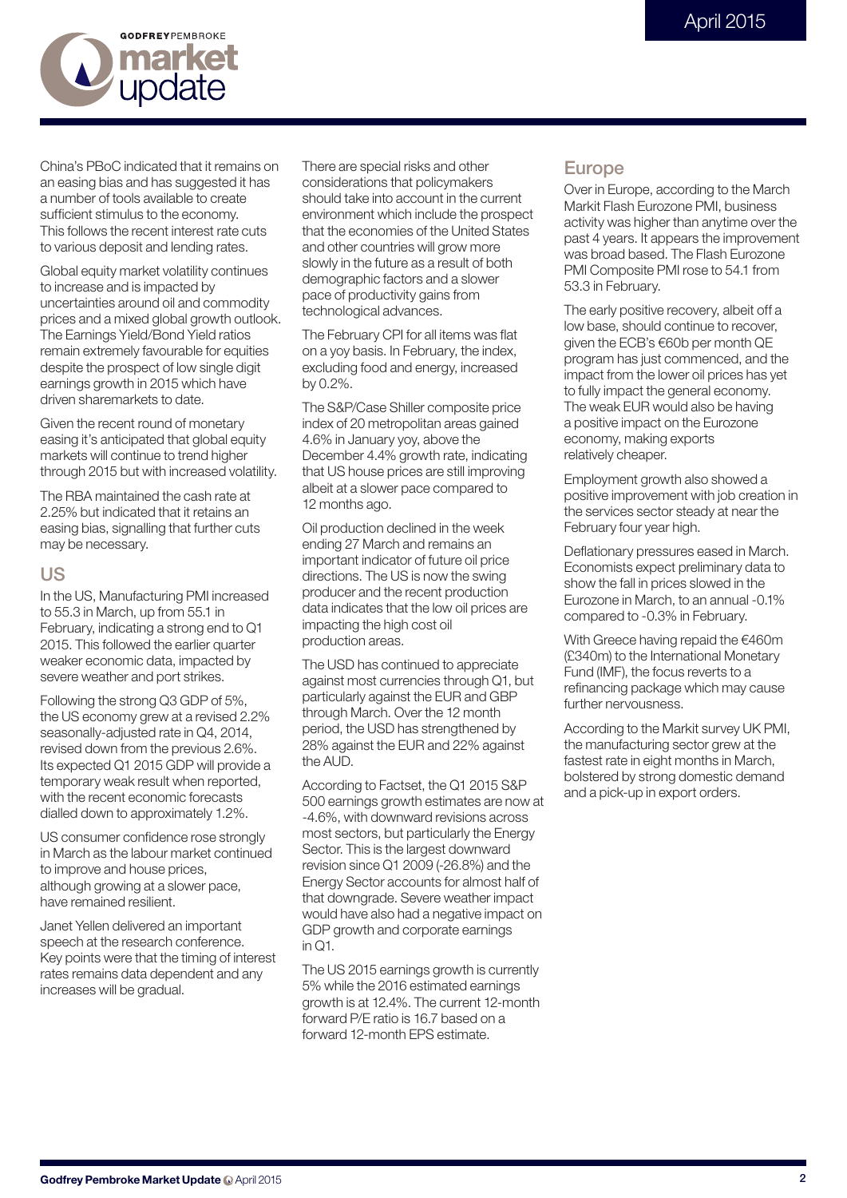China's PBoC indicated that it remains on an easing bias and has suggested it has a number of tools available to create sufficient stimulus to the economy. This follows the recent interest rate cuts to various deposit and lending rates.

Global equity market volatility continues to increase and is impacted by uncertainties around oil and commodity prices and a mixed global growth outlook. The Earnings Yield/Bond Yield ratios remain extremely favourable for equities despite the prospect of low single digit earnings growth in 2015 which have driven sharemarkets to date.

Given the recent round of monetary easing it's anticipated that global equity markets will continue to trend higher through 2015 but with increased volatility.

The RBA maintained the cash rate at 2.25% but indicated that it retains an easing bias, signalling that further cuts may be necessary.

## US

In the US, Manufacturing PMI increased to 55.3 in March, up from 55.1 in February, indicating a strong end to Q1 2015. This followed the earlier quarter weaker economic data, impacted by severe weather and port strikes.

Following the strong Q3 GDP of 5%, the US economy grew at a revised 2.2% seasonally-adjusted rate in Q4, 2014, revised down from the previous 2.6%. Its expected Q1 2015 GDP will provide a temporary weak result when reported, with the recent economic forecasts dialled down to approximately 1.2%.

US consumer confidence rose strongly in March as the labour market continued to improve and house prices, although growing at a slower pace, have remained resilient.

Janet Yellen delivered an important speech at the research conference. Key points were that the timing of interest rates remains data dependent and any increases will be gradual.

There are special risks and other considerations that policymakers should take into account in the current environment which include the prospect that the economies of the United States and other countries will grow more slowly in the future as a result of both demographic factors and a slower pace of productivity gains from technological advances.

The February CPI for all items was flat on a yoy basis. In February, the index, excluding food and energy, increased by 0.2%.

The S&P/Case Shiller composite price index of 20 metropolitan areas gained 4.6% in January yoy, above the December 4.4% growth rate, indicating that US house prices are still improving albeit at a slower pace compared to 12 months ago.

Oil production declined in the week ending 27 March and remains an important indicator of future oil price directions. The US is now the swing producer and the recent production data indicates that the low oil prices are impacting the high cost oil production areas.

The USD has continued to appreciate against most currencies through Q1, but particularly against the EUR and GBP through March. Over the 12 month period, the USD has strengthened by 28% against the EUR and 22% against the AUD.

According to Factset, the Q1 2015 S&P 500 earnings growth estimates are now at -4.6%, with downward revisions across most sectors, but particularly the Energy Sector. This is the largest downward revision since Q1 2009 (-26.8%) and the Energy Sector accounts for almost half of that downgrade. Severe weather impact would have also had a negative impact on GDP growth and corporate earnings in Q1.

The US 2015 earnings growth is currently 5% while the 2016 estimated earnings growth is at 12.4%. The current 12-month forward P/E ratio is 16.7 based on a forward 12-month EPS estimate.

## Europe

Over in Europe, according to the March Markit Flash Eurozone PMI, business activity was higher than anytime over the past 4 years. It appears the improvement was broad based. The Flash Eurozone PMI Composite PMI rose to 54.1 from 53.3 in February.

The early positive recovery, albeit off a low base, should continue to recover, given the ECB's €60b per month QE program has just commenced, and the impact from the lower oil prices has yet to fully impact the general economy. The weak EUR would also be having a positive impact on the Eurozone economy, making exports relatively cheaper.

Employment growth also showed a positive improvement with job creation in the services sector steady at near the February four year high.

Deflationary pressures eased in March. Economists expect preliminary data to show the fall in prices slowed in the Eurozone in March, to an annual -0.1% compared to -0.3% in February.

With Greece having repaid the €460m (£340m) to the International Monetary Fund (IMF), the focus reverts to a refinancing package which may cause further nervousness.

According to the Markit survey UK PMI, the manufacturing sector grew at the fastest rate in eight months in March, bolstered by strong domestic demand and a pick-up in export orders.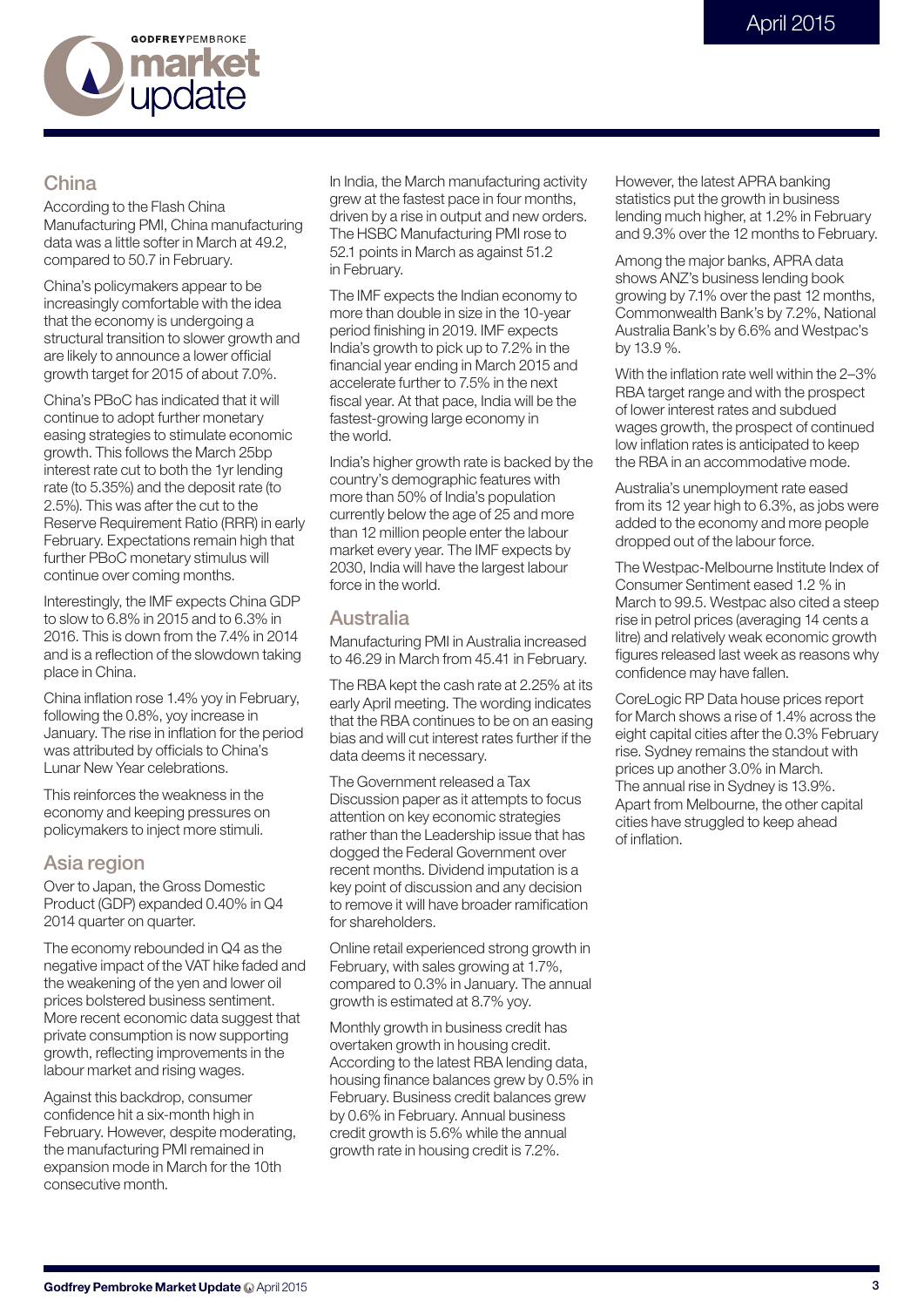## China

According to the Flash China Manufacturing PMI, China manufacturing data was a little softer in March at 49.2, compared to 50.7 in February.

China's policymakers appear to be increasingly comfortable with the idea that the economy is undergoing a structural transition to slower growth and are likely to announce a lower official growth target for 2015 of about 7.0%.

China's PBoC has indicated that it will continue to adopt further monetary easing strategies to stimulate economic growth. This follows the March 25bp interest rate cut to both the 1yr lending rate (to 5.35%) and the deposit rate (to 2.5%). This was after the cut to the Reserve Requirement Ratio (RRR) in early February. Expectations remain high that further PBoC monetary stimulus will continue over coming months.

Interestingly, the IMF expects China GDP to slow to 6.8% in 2015 and to 6.3% in 2016. This is down from the 7.4% in 2014 and is a reflection of the slowdown taking place in China.

China inflation rose 1.4% yoy in February, following the 0.8%, yoy increase in January. The rise in inflation for the period was attributed by officials to China's Lunar New Year celebrations.

This reinforces the weakness in the economy and keeping pressures on policymakers to inject more stimuli.

## Asia region

Over to Japan, the Gross Domestic Product (GDP) expanded 0.40% in Q4 2014 quarter on quarter.

The economy rebounded in Q4 as the negative impact of the VAT hike faded and the weakening of the yen and lower oil prices bolstered business sentiment. More recent economic data suggest that private consumption is now supporting growth, reflecting improvements in the labour market and rising wages.

Against this backdrop, consumer confidence hit a six-month high in February. However, despite moderating, the manufacturing PMI remained in expansion mode in March for the 10th consecutive month.

In India, the March manufacturing activity grew at the fastest pace in four months, driven by a rise in output and new orders. The HSBC Manufacturing PMI rose to 52.1 points in March as against 51.2 in February.

The IMF expects the Indian economy to more than double in size in the 10-year period finishing in 2019. IMF expects India's growth to pick up to 7.2% in the financial year ending in March 2015 and accelerate further to 7.5% in the next fiscal year. At that pace, India will be the fastest-growing large economy in the world.

India's higher growth rate is backed by the country's demographic features with more than 50% of India's population currently below the age of 25 and more than 12 million people enter the labour market every year. The IMF expects by 2030, India will have the largest labour force in the world.

## Australia

Manufacturing PMI in Australia increased to 46.29 in March from 45.41 in February.

The RBA kept the cash rate at 2.25% at its early April meeting. The wording indicates that the RBA continues to be on an easing bias and will cut interest rates further if the data deems it necessary.

The Government released a Tax Discussion paper as it attempts to focus attention on key economic strategies rather than the Leadership issue that has dogged the Federal Government over recent months. Dividend imputation is a key point of discussion and any decision to remove it will have broader ramification for shareholders.

Online retail experienced strong growth in February, with sales growing at 1.7%, compared to 0.3% in January. The annual growth is estimated at 8.7% yoy.

Monthly growth in business credit has overtaken growth in housing credit. According to the latest RBA lending data, housing finance balances grew by 0.5% in February. Business credit balances grew by 0.6% in February. Annual business credit growth is 5.6% while the annual growth rate in housing credit is 7.2%.

However, the latest APRA banking statistics put the growth in business lending much higher, at 1.2% in February and 9.3% over the 12 months to February.

Among the major banks, APRA data shows ANZ's business lending book growing by 7.1% over the past 12 months, Commonwealth Bank's by 7.2%, National Australia Bank's by 6.6% and Westpac's by 13.9 %.

With the inflation rate well within the 2–3% RBA target range and with the prospect of lower interest rates and subdued wages growth, the prospect of continued low inflation rates is anticipated to keep the RBA in an accommodative mode.

Australia's unemployment rate eased from its 12 year high to 6.3%, as jobs were added to the economy and more people dropped out of the labour force.

The Westpac-Melbourne Institute Index of Consumer Sentiment eased 1.2 % in March to 99.5. Westpac also cited a steep rise in petrol prices (averaging 14 cents a litre) and relatively weak economic growth figures released last week as reasons why confidence may have fallen.

CoreLogic RP Data house prices report for March shows a rise of 1.4% across the eight capital cities after the 0.3% February rise. Sydney remains the standout with prices up another 3.0% in March. The annual rise in Sydney is 13.9%. Apart from Melbourne, the other capital cities have struggled to keep ahead of inflation.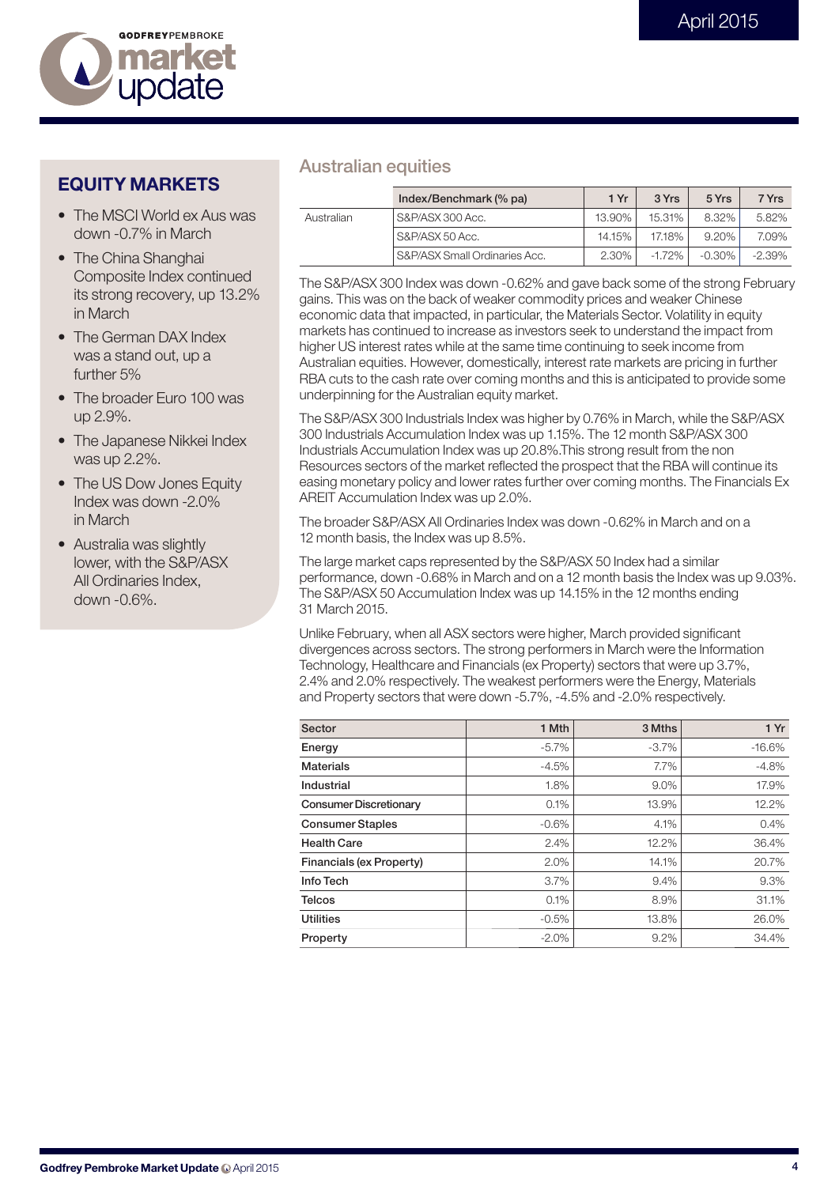## EQUITY MARKETS

- The MSCI World ex Aus was down -0.7% in March
- The China Shanghai Composite Index continued its strong recovery, up 13.2% in March
- The German DAX Index was a stand out, up a further 5%
- The broader Euro 100 was up 2.9%.
- The Japanese Nikkei Index was up 2.2%.
- The US Dow Jones Equity Index was down -2.0% in March
- Australia was slightly lower, with the S&P/ASX All Ordinaries Index, down -0.6%.

## Australian equities

| | Index/Benchmark (% pa) | 1 Yr | 3 Yrs | 5 Yrs | 7 Yrs |
|---|---|---|---|---|---|
| Australian | S&P/ASX 300 Acc. | 13.90% | 15.31% | 8.32% | 5.82% |
| | S&P/ASX 50 Acc. | 14.15% | 17.18% | 9.20% | 7.09% |
| | S&P/ASX Small Ordinaries Acc. | 2.30% | -1.72% | -0.30% | -2.39% |

The S&P/ASX 300 Index was down -0.62% and gave back some of the strong February gains. This was on the back of weaker commodity prices and weaker Chinese economic data that impacted, in particular, the Materials Sector. Volatility in equity markets has continued to increase as investors seek to understand the impact from higher US interest rates while at the same time continuing to seek income from Australian equities. However, domestically, interest rate markets are pricing in further RBA cuts to the cash rate over coming months and this is anticipated to provide some underpinning for the Australian equity market.

The S&P/ASX 300 Industrials Index was higher by 0.76% in March, while the S&P/ASX 300 Industrials Accumulation Index was up 1.15%. The 12 month S&P/ASX 300 Industrials Accumulation Index was up 20.8%.This strong result from the non Resources sectors of the market reflected the prospect that the RBA will continue its easing monetary policy and lower rates further over coming months. The Financials Ex AREIT Accumulation Index was up 2.0%.

The broader S&P/ASX All Ordinaries Index was down -0.62% in March and on a 12 month basis, the Index was up 8.5%.

The large market caps represented by the S&P/ASX 50 Index had a similar performance, down -0.68% in March and on a 12 month basis the Index was up 9.03%. The S&P/ASX 50 Accumulation Index was up 14.15% in the 12 months ending 31 March 2015.

Unlike February, when all ASX sectors were higher, March provided significant divergences across sectors. The strong performers in March were the Information Technology, Healthcare and Financials (ex Property) sectors that were up 3.7%, 2.4% and 2.0% respectively. The weakest performers were the Energy, Materials and Property sectors that were down -5.7%, -4.5% and -2.0% respectively.

| Sector | 1 Mth | 3 Mths | 1 Yr |
|---|---|---|---|
| Energy | -5.7% | -3.7% | -16.6% |
| Materials | -4.5% | 7.7% | -4.8% |
| Industrial | 1.8% | 9.0% | 17.9% |
| Consumer Discretionary | 0.1% | 13.9% | 12.2% |
| Consumer Staples | -0.6% | 4.1% | 0.4% |
| Health Care | 2.4% | 12.2% | 36.4% |
| Financials (ex Property) | 2.0% | 14.1% | 20.7% |
| Info Tech | 3.7% | 9.4% | 9.3% |
| Telcos | 0.1% | 8.9% | 31.1% |
| Utilities | -0.5% | 13.8% | 26.0% |
| Property | -2.0% | 9.2% | 34.4% |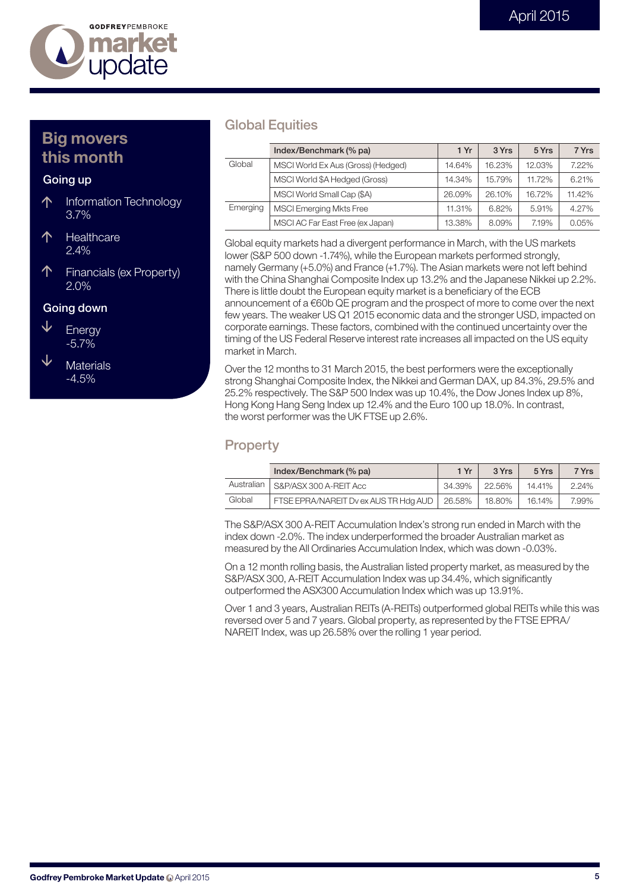## Big movers this month

### Going up

- ↑ Information Technology 3.7%
- ↑ Healthcare 2.4%
- ↑ Financials (ex Property) 2.0%

### Going down

- ↓ Energy -5.7%
- ↓ Materials -4.5%

## Global Equities

| | Index/Benchmark (% pa) | 1 Yr | 3 Yrs | 5 Yrs | 7 Yrs |
|---|---|---|---|---|---|
| Global | MSCI World Ex Aus (Gross) (Hedged) | 14.64% | 16.23% | 12.03% | 7.22% |
| | MSCI World $A Hedged (Gross) | 14.34% | 15.79% | 11.72% | 6.21% |
| | MSCI World Small Cap ($A) | 26.09% | 26.10% | 16.72% | 11.42% |
| Emerging | MSCI Emerging Mkts Free | 11.31% | 6.82% | 5.91% | 4.27% |
| | MSCI AC Far East Free (ex Japan) | 13.38% | 8.09% | 7.19% | 0.05% |

Global equity markets had a divergent performance in March, with the US markets lower (S&P 500 down -1.74%), while the European markets performed strongly, namely Germany (+5.0%) and France (+1.7%). The Asian markets were not left behind with the China Shanghai Composite Index up 13.2% and the Japanese Nikkei up 2.2%. There is little doubt the European equity market is a beneficiary of the ECB announcement of a €60b QE program and the prospect of more to come over the next few years. The weaker US Q1 2015 economic data and the stronger USD, impacted on corporate earnings. These factors, combined with the continued uncertainty over the timing of the US Federal Reserve interest rate increases all impacted on the US equity market in March.

Over the 12 months to 31 March 2015, the best performers were the exceptionally strong Shanghai Composite Index, the Nikkei and German DAX, up 84.3%, 29.5% and 25.2% respectively. The S&P 500 Index was up 10.4%, the Dow Jones Index up 8%, Hong Kong Hang Seng Index up 12.4% and the Euro 100 up 18.0%. In contrast, the worst performer was the UK FTSE up 2.6%.

## Property

| | Index/Benchmark (% pa) | 1 Yr | 3 Yrs | 5 Yrs | 7 Yrs |
|---|---|---|---|---|---|
| Australian | S&P/ASX 300 A-REIT Acc | 34.39% | 22.56% | 14.41% | 2.24% |
| Global | FTSE EPRA/NAREIT Dv ex AUS TR Hdg AUD | 26.58% | 18.80% | 16.14% | 7.99% |

The S&P/ASX 300 A-REIT Accumulation Index's strong run ended in March with the index down -2.0%. The index underperformed the broader Australian market as measured by the All Ordinaries Accumulation Index, which was down -0.03%.

On a 12 month rolling basis, the Australian listed property market, as measured by the S&P/ASX 300, A-REIT Accumulation Index was up 34.4%, which significantly outperformed the ASX300 Accumulation Index which was up 13.91%.

Over 1 and 3 years, Australian REITs (A-REITs) outperformed global REITs while this was reversed over 5 and 7 years. Global property, as represented by the FTSE EPRA/NAREIT Index, was up 26.58% over the rolling 1 year period.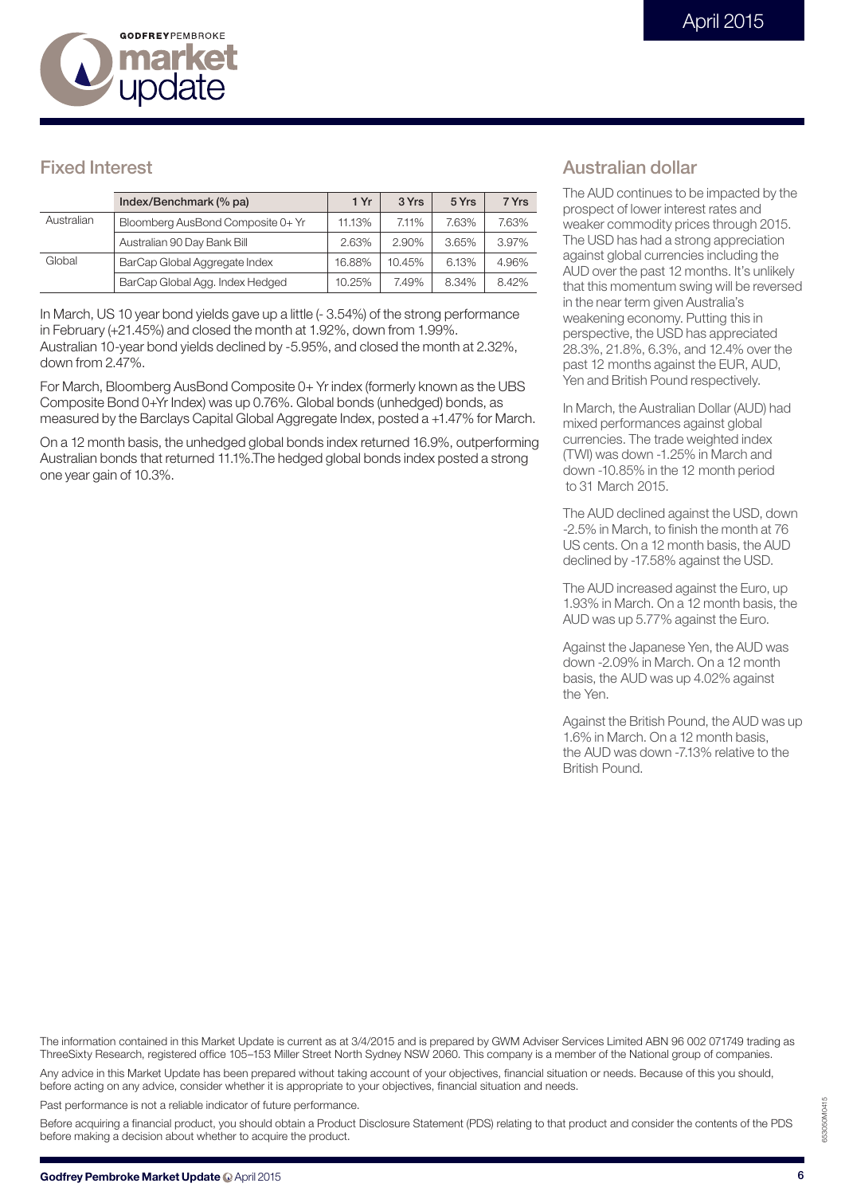## Fixed Interest

| | Index/Benchmark (% pa) | 1 Yr | 3 Yrs | 5 Yrs | 7 Yrs |
|---|---|---|---|---|---|
| Australian | Bloomberg AusBond Composite 0+ Yr | 11.13% | 7.11% | 7.63% | 7.63% |
| | Australian 90 Day Bank Bill | 2.63% | 2.90% | 3.65% | 3.97% |
| Global | BarCap Global Aggregate Index | 16.88% | 10.45% | 6.13% | 4.96% |
| | BarCap Global Agg. Index Hedged | 10.25% | 7.49% | 8.34% | 8.42% |

In March, US 10 year bond yields gave up a little (- 3.54%) of the strong performance in February (+21.45%) and closed the month at 1.92%, down from 1.99%. Australian 10-year bond yields declined by -5.95%, and closed the month at 2.32%, down from 2.47%.

For March, Bloomberg AusBond Composite 0+ Yr index (formerly known as the UBS Composite Bond 0+Yr Index) was up 0.76%. Global bonds (unhedged) bonds, as measured by the Barclays Capital Global Aggregate Index, posted a +1.47% for March.

On a 12 month basis, the unhedged global bonds index returned 16.9%, outperforming Australian bonds that returned 11.1%.The hedged global bonds index posted a strong one year gain of 10.3%.

## Australian dollar

The AUD continues to be impacted by the prospect of lower interest rates and weaker commodity prices through 2015. The USD has had a strong appreciation against global currencies including the AUD over the past 12 months. It's unlikely that this momentum swing will be reversed in the near term given Australia's weakening economy. Putting this in perspective, the USD has appreciated 28.3%, 21.8%, 6.3%, and 12.4% over the past 12 months against the EUR, AUD, Yen and British Pound respectively.

In March, the Australian Dollar (AUD) had mixed performances against global currencies. The trade weighted index (TWI) was down -1.25% in March and down -10.85% in the 12 month period to 31 March 2015.

The AUD declined against the USD, down -2.5% in March, to finish the month at 76 US cents. On a 12 month basis, the AUD declined by -17.58% against the USD.

The AUD increased against the Euro, up 1.93% in March. On a 12 month basis, the AUD was up 5.77% against the Euro.

Against the Japanese Yen, the AUD was down -2.09% in March. On a 12 month basis, the AUD was up 4.02% against the Yen.

Against the British Pound, the AUD was up 1.6% in March. On a 12 month basis, the AUD was down -7.13% relative to the British Pound.

The information contained in this Market Update is current as at 3/4/2015 and is prepared by GWM Adviser Services Limited ABN 96 002 071749 trading as ThreeSixty Research, registered office 105–153 Miller Street North Sydney NSW 2060. This company is a member of the National group of companies.

Any advice in this Market Update has been prepared without taking account of your objectives, financial situation or needs. Because of this you should, before acting on any advice, consider whether it is appropriate to your objectives, financial situation and needs.

Past performance is not a reliable indicator of future performance.

Before acquiring a financial product, you should obtain a Product Disclosure Statement (PDS) relating to that product and consider the contents of the PDS before making a decision about whether to acquire the product.